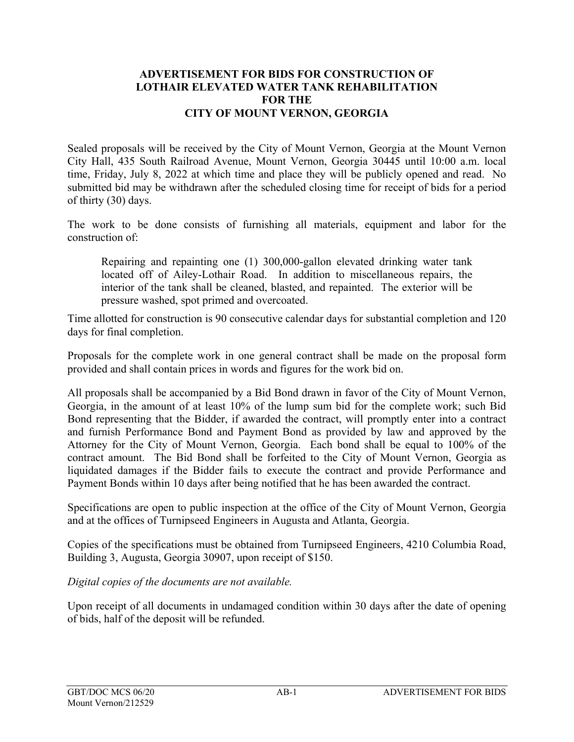# ADVERTISEMENT FOR BIDS FOR CONSTRUCTION OF LOTHAIR ELEVATED WATER TANK REHABILITATION FOR THE CITY OF MOUNT VERNON, GEORGIA

Sealed proposals will be received by the City of Mount Vernon, Georgia at the Mount Vernon City Hall, 435 South Railroad Avenue, Mount Vernon, Georgia 30445 until 10:00 a.m. local time, Friday, July 8, 2022 at which time and place they will be publicly opened and read. No submitted bid may be withdrawn after the scheduled closing time for receipt of bids for a period of thirty (30) days.

The work to be done consists of furnishing all materials, equipment and labor for the construction of:

> Repairing and repainting one (1) 300,000-gallon elevated drinking water tank located off of Ailey-Lothair Road. In addition to miscellaneous repairs, the interior of the tank shall be cleaned, blasted, and repainted. The exterior will be pressure washed, spot primed and overcoated.

Time allotted for construction is 90 consecutive calendar days for substantial completion and 120 days for final completion.

Proposals for the complete work in one general contract shall be made on the proposal form provided and shall contain prices in words and figures for the work bid on.

All proposals shall be accompanied by a Bid Bond drawn in favor of the City of Mount Vernon, Georgia, in the amount of at least 10% of the lump sum bid for the complete work; such Bid Bond representing that the Bidder, if awarded the contract, will promptly enter into a contract and furnish Performance Bond and Payment Bond as provided by law and approved by the Attorney for the City of Mount Vernon, Georgia. Each bond shall be equal to 100% of the contract amount. The Bid Bond shall be forfeited to the City of Mount Vernon, Georgia as liquidated damages if the Bidder fails to execute the contract and provide Performance and Payment Bonds within 10 days after being notified that he has been awarded the contract.

Specifications are open to public inspection at the office of the City of Mount Vernon, Georgia and at the offices of Turnipseed Engineers in Augusta and Atlanta, Georgia.

Copies of the specifications must be obtained from Turnipseed Engineers, 4210 Columbia Road, Building 3, Augusta, Georgia 30907, upon receipt of $150.

*Digital copies of the documents are not available.*

Upon receipt of all documents in undamaged condition within 30 days after the date of opening of bids, half of the deposit will be refunded.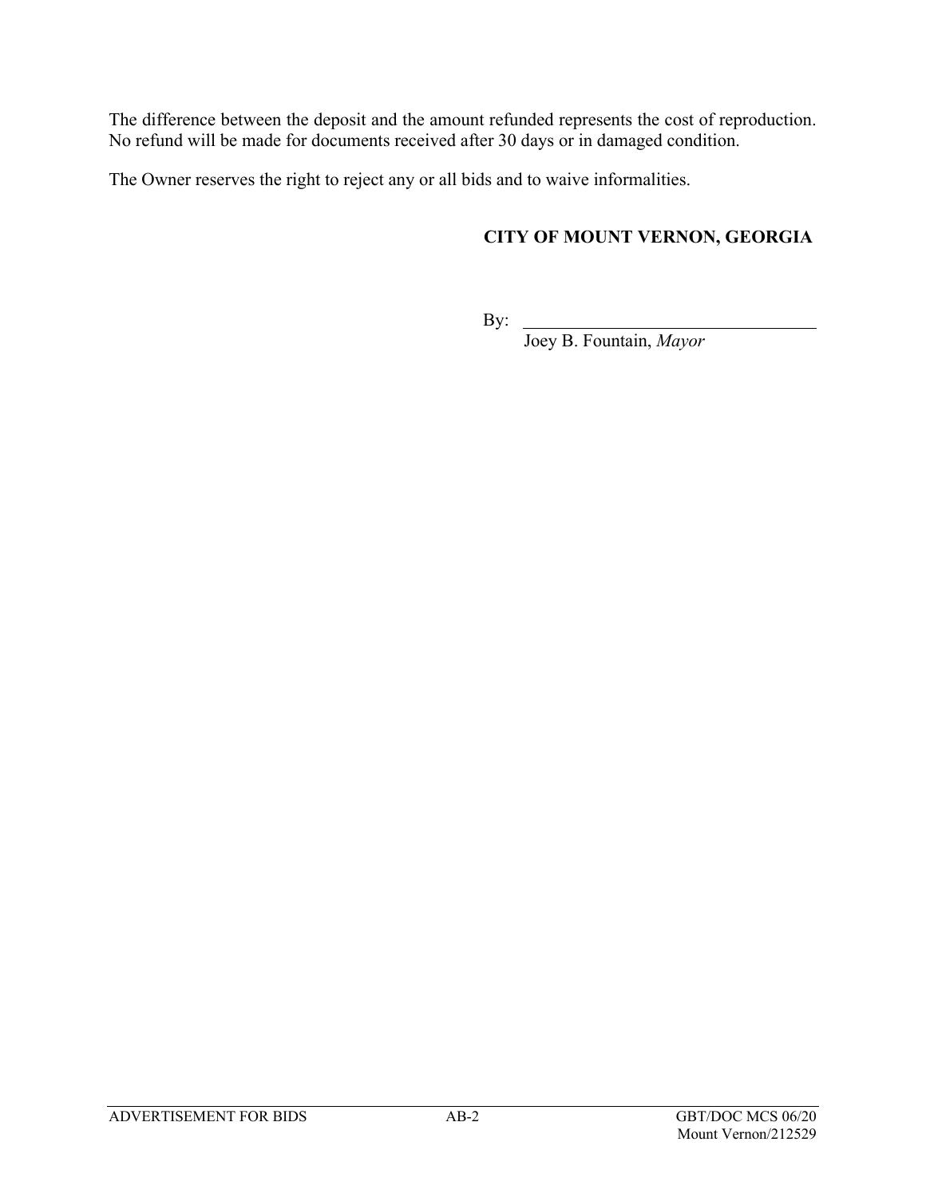The difference between the deposit and the amount refunded represents the cost of reproduction. No refund will be made for documents received after 30 days or in damaged condition.

The Owner reserves the right to reject any or all bids and to waive informalities.

**CITY OF MOUNT VERNON, GEORGIA**

By: ________________________________

Joey B. Fountain, *Mayor*